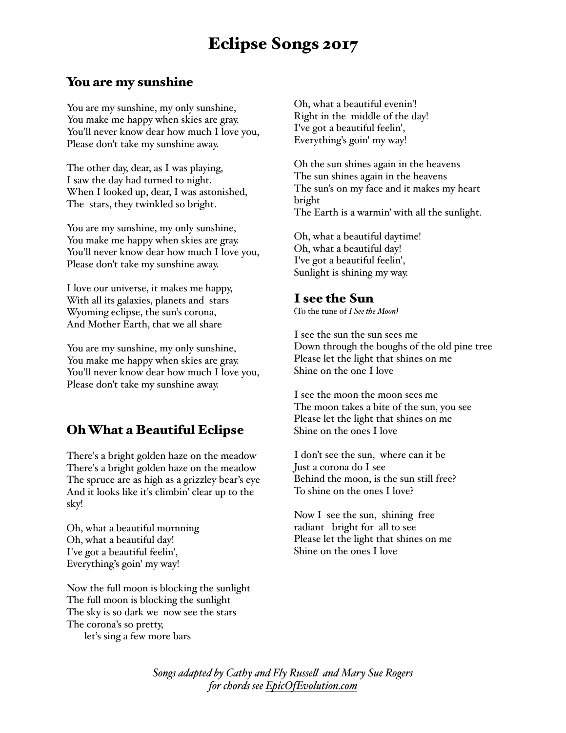# Eclipse Songs 2017

## You are my sunshine

You are my sunshine, my only sunshine,
You make me happy when skies are gray.
You'll never know dear how much I love you,
Please don't take my sunshine away.

The other day, dear, as I was playing,
I saw the day had turned to night.
When I looked up, dear, I was astonished,
The stars, they twinkled so bright.

You are my sunshine, my only sunshine,
You make me happy when skies are gray.
You'll never know dear how much I love you,
Please don't take my sunshine away.

I love our universe, it makes me happy,
With all its galaxies, planets and stars
Wyoming eclipse, the sun's corona,
And Mother Earth, that we all share

You are my sunshine, my only sunshine,
You make me happy when skies are gray.
You'll never know dear how much I love you,
Please don't take my sunshine away.

## Oh What a Beautiful Eclipse

There's a bright golden haze on the meadow
There's a bright golden haze on the meadow
The spruce are as high as a grizzley bear's eye
And it looks like it's climbin' clear up to the sky!

Oh, what a beautiful mornning
Oh, what a beautiful day!
I've got a beautiful feelin',
Everything's goin' my way!

Now the full moon is blocking the sunlight
The full moon is blocking the sunlight
The sky is so dark we now see the stars
The corona's so pretty,
let's sing a few more bars

Oh, what a beautiful evenin'!
Right in the middle of the day!
I've got a beautiful feelin',
Everything's goin' my way!

Oh the sun shines again in the heavens
The sun shines again in the heavens
The sun's on my face and it makes my heart bright
The Earth is a warmin' with all the sunlight.

Oh, what a beautiful daytime!
Oh, what a beautiful day!
I've got a beautiful feelin',
Sunlight is shining my way.

## I see the Sun

(To the tune of *I See the Moon*)

I see the sun the sun sees me
Down through the boughs of the old pine tree
Please let the light that shines on me
Shine on the one I love

I see the moon the moon sees me
The moon takes a bite of the sun, you see
Please let the light that shines on me
Shine on the ones I love

I don't see the sun, where can it be
Just a corona do I see
Behind the moon, is the sun still free?
To shine on the ones I love?

Now I see the sun, shining free
radiant bright for all to see
Please let the light that shines on me
Shine on the ones I love

*Songs adapted by Cathy and Fly Russell and Mary Sue Rogers*
*for chords see EpicOfEvolution.com*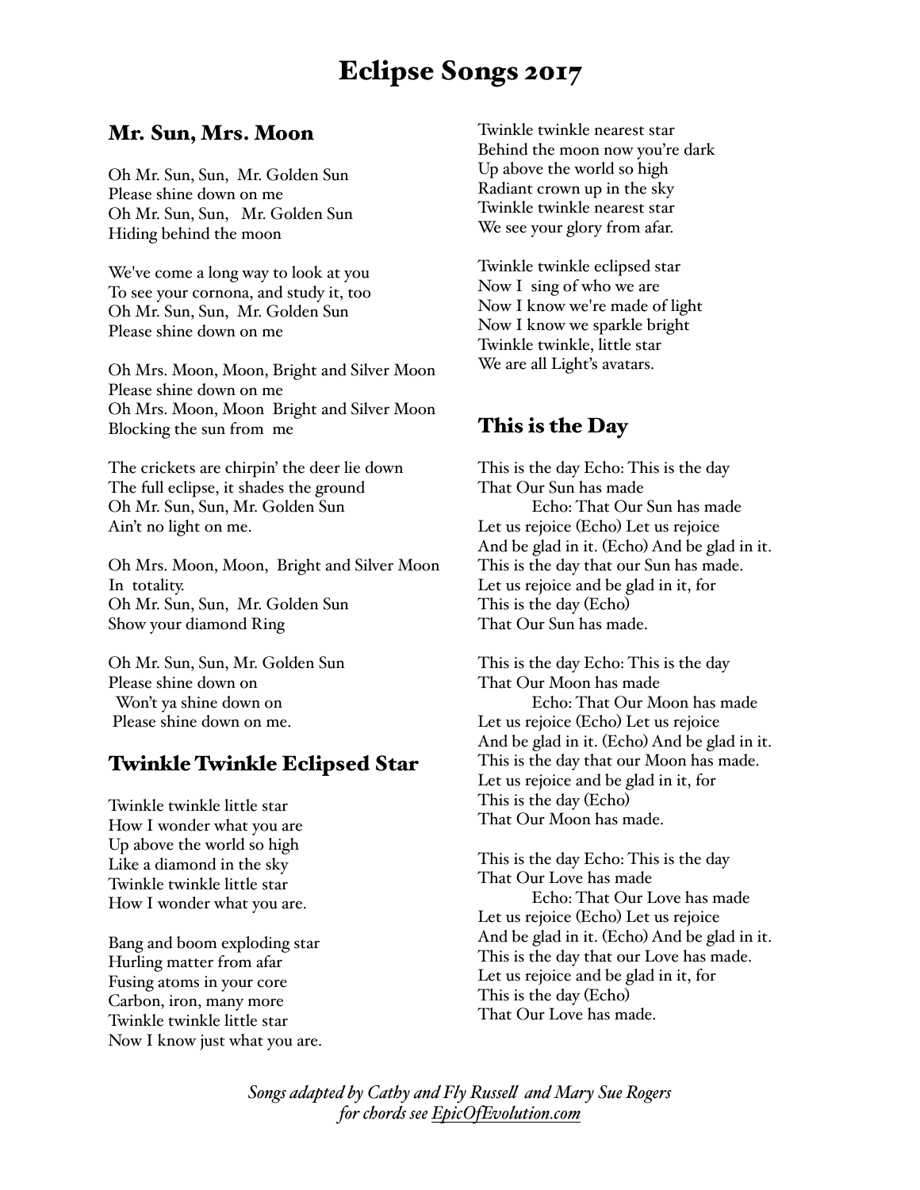# Eclipse Songs 2017

## Mr. Sun, Mrs. Moon

Oh Mr. Sun, Sun, Mr. Golden Sun
Please shine down on me
Oh Mr. Sun, Sun, Mr. Golden Sun
Hiding behind the moon

We've come a long way to look at you
To see your cornona, and study it, too
Oh Mr. Sun, Sun, Mr. Golden Sun
Please shine down on me

Oh Mrs. Moon, Moon, Bright and Silver Moon
Please shine down on me
Oh Mrs. Moon, Moon Bright and Silver Moon
Blocking the sun from me

The crickets are chirpin' the deer lie down
The full eclipse, it shades the ground
Oh Mr. Sun, Sun, Mr. Golden Sun
Ain't no light on me.

Oh Mrs. Moon, Moon, Bright and Silver Moon
In totality.
Oh Mr. Sun, Sun, Mr. Golden Sun
Show your diamond Ring

Oh Mr. Sun, Sun, Mr. Golden Sun
Please shine down on
Won't ya shine down on
Please shine down on me.

## Twinkle Twinkle Eclipsed Star

Twinkle twinkle little star
How I wonder what you are
Up above the world so high
Like a diamond in the sky
Twinkle twinkle little star
How I wonder what you are.

Bang and boom exploding star
Hurling matter from afar
Fusing atoms in your core
Carbon, iron, many more
Twinkle twinkle little star
Now I know just what you are.

Twinkle twinkle nearest star
Behind the moon now you're dark
Up above the world so high
Radiant crown up in the sky
Twinkle twinkle nearest star
We see your glory from afar.

Twinkle twinkle eclipsed star
Now I sing of who we are
Now I know we're made of light
Now I know we sparkle bright
Twinkle twinkle, little star
We are all Light's avatars.

## This is the Day

This is the day Echo: This is the day
That Our Sun has made
Echo: That Our Sun has made
Let us rejoice (Echo) Let us rejoice
And be glad in it. (Echo) And be glad in it.
This is the day that our Sun has made.
Let us rejoice and be glad in it, for
This is the day (Echo)
That Our Sun has made.

This is the day Echo: This is the day
That Our Moon has made
Echo: That Our Moon has made
Let us rejoice (Echo) Let us rejoice
And be glad in it. (Echo) And be glad in it.
This is the day that our Moon has made.
Let us rejoice and be glad in it, for
This is the day (Echo)
That Our Moon has made.

This is the day Echo: This is the day
That Our Love has made
Echo: That Our Love has made
Let us rejoice (Echo) Let us rejoice
And be glad in it. (Echo) And be glad in it.
This is the day that our Love has made.
Let us rejoice and be glad in it, for
This is the day (Echo)
That Our Love has made.

*Songs adapted by Cathy and Fly Russell and Mary Sue Rogers*
*for chords see EpicOfEvolution.com*